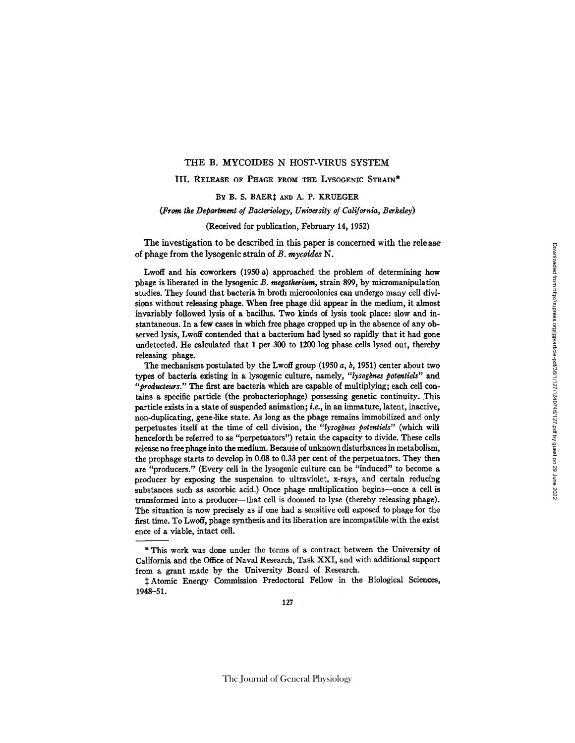# THE B. MYCOIDES N HOST-VIRUS SYSTEM

## III. Release of Phage from the Lysogenic Strain*

By B. S. BAER‡ and A. P. KRUEGER

*(From the Department of Bacteriology, University of California, Berkeley)*

(Received for publication, February 14, 1952)

The investigation to be described in this paper is concerned with the release of phage from the lysogenic strain of *B. mycoides* N.

Lwoff and his coworkers (1950 *a*) approached the problem of determining how phage is liberated in the lysogenic *B. megatherium*, strain 899, by micromanipulation studies. They found that bacteria in broth microcolonies can undergo many cell divisions without releasing phage. When free phage did appear in the medium, it almost invariably followed lysis of a bacillus. Two kinds of lysis took place: slow and instantaneous. In a few cases in which free phage cropped up in the absence of any observed lysis, Lwoff contended that a bacterium had lysed so rapidly that it had gone undetected. He calculated that 1 per 300 to 1200 log phase cells lysed out, thereby releasing phage.

The mechanisms postulated by the Lwoff group (1950 *a*, *b*, 1951) center about two types of bacteria existing in a lysogenic culture, namely, "*lysogènes potentiels*" and "*producteurs*." The first are bacteria which are capable of multiplying; each cell contains a specific particle (the probacteriophage) possessing genetic continuity. This particle exists in a state of suspended animation; *i.e.*, in an immature, latent, inactive, non-duplicating, gene-like state. As long as the phage remains immobilized and only perpetuates itself at the time of cell division, the "*lysogènes potentiels*" (which will henceforth be referred to as "perpetuators") retain the capacity to divide. These cells release no free phage into the medium. Because of unknown disturbances in metabolism, the prophage starts to develop in 0.08 to 0.33 per cent of the perpetuators. They then are "producers." (Every cell in the lysogenic culture can be "induced" to become a producer by exposing the suspension to ultraviolet, x-rays, and certain reducing substances such as ascorbic acid.) Once phage multiplication begins—once a cell is transformed into a producer—that cell is doomed to lyse (thereby releasing phage). The situation is now precisely as if one had a sensitive cell exposed to phage for the first time. To Lwoff, phage synthesis and its liberation are incompatible with the existence of a viable, intact cell.

---

\* This work was done under the terms of a contract between the University of California and the Office of Naval Research, Task XXI, and with additional support from a grant made by the University Board of Research.

‡ Atomic Energy Commission Predoctoral Fellow in the Biological Sciences, 1948–51.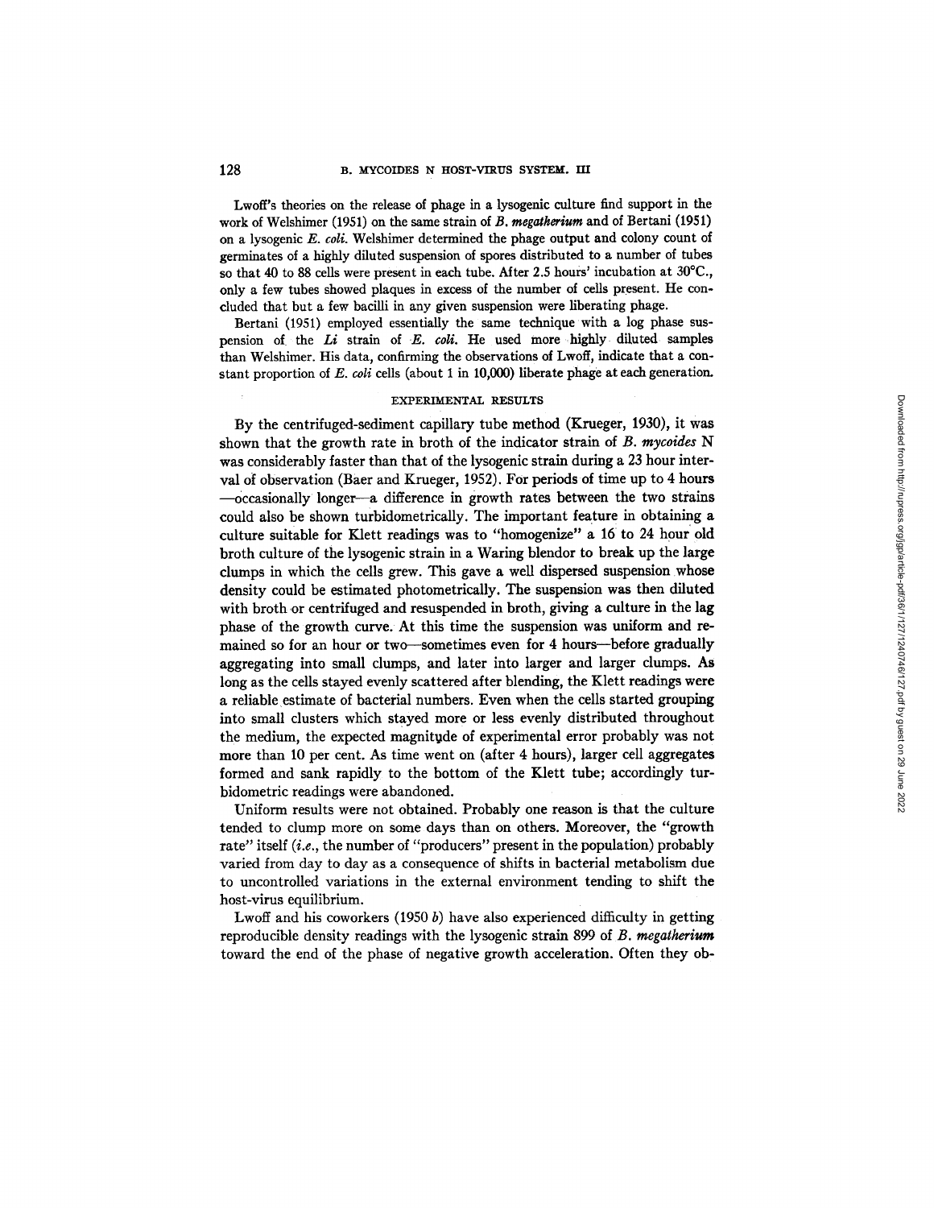Lwoff's theories on the release of phage in a lysogenic culture find support in the work of Welshimer (1951) on the same strain of *B. megatherium* and of Bertani (1951) on a lysogenic *E. coli*. Welshimer determined the phage output and colony count of germinates of a highly diluted suspension of spores distributed to a number of tubes so that 40 to 88 cells were present in each tube. After 2.5 hours' incubation at 30°C., only a few tubes showed plaques in excess of the number of cells present. He concluded that but a few bacilli in any given suspension were liberating phage.

Bertani (1951) employed essentially the same technique with a log phase suspension of the *Li* strain of *E. coli*. He used more highly diluted samples than Welshimer. His data, confirming the observations of Lwoff, indicate that a constant proportion of *E. coli* cells (about 1 in 10,000) liberate phage at each generation.

## EXPERIMENTAL RESULTS

By the centrifuged-sediment capillary tube method (Krueger, 1930), it was shown that the growth rate in broth of the indicator strain of *B. mycoides* N was considerably faster than that of the lysogenic strain during a 23 hour interval of observation (Baer and Krueger, 1952). For periods of time up to 4 hours —occasionally longer—a difference in growth rates between the two strains could also be shown turbidometrically. The important feature in obtaining a culture suitable for Klett readings was to "homogenize" a 16 to 24 hour old broth culture of the lysogenic strain in a Waring blendor to break up the large clumps in which the cells grew. This gave a well dispersed suspension whose density could be estimated photometrically. The suspension was then diluted with broth or centrifuged and resuspended in broth, giving a culture in the lag phase of the growth curve. At this time the suspension was uniform and remained so for an hour or two—sometimes even for 4 hours—before gradually aggregating into small clumps, and later into larger and larger clumps. As long as the cells stayed evenly scattered after blending, the Klett readings were a reliable estimate of bacterial numbers. Even when the cells started grouping into small clusters which stayed more or less evenly distributed throughout the medium, the expected magnitude of experimental error probably was not more than 10 per cent. As time went on (after 4 hours), larger cell aggregates formed and sank rapidly to the bottom of the Klett tube; accordingly turbidometric readings were abandoned.

Uniform results were not obtained. Probably one reason is that the culture tended to clump more on some days than on others. Moreover, the "growth rate" itself (*i.e.*, the number of "producers" present in the population) probably varied from day to day as a consequence of shifts in bacterial metabolism due to uncontrolled variations in the external environment tending to shift the host-virus equilibrium.

Lwoff and his coworkers (1950 *b*) have also experienced difficulty in getting reproducible density readings with the lysogenic strain 899 of *B. megatherium* toward the end of the phase of negative growth acceleration. Often they ob-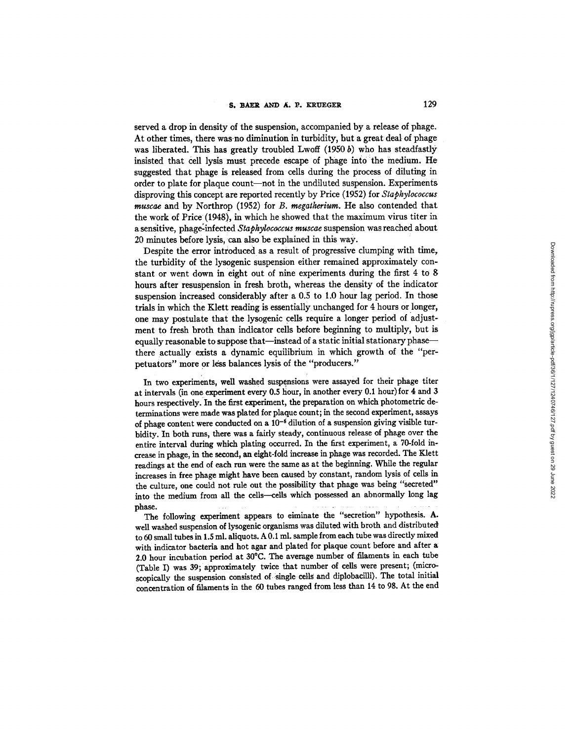served a drop in density of the suspension, accompanied by a release of phage. At other times, there was no diminution in turbidity, but a great deal of phage was liberated. This has greatly troubled Lwoff (1950 *b*) who has steadfastly insisted that cell lysis must precede escape of phage into the medium. He suggested that phage is released from cells during the process of diluting in order to plate for plaque count—not in the undiluted suspension. Experiments disproving this concept are reported recently by Price (1952) for *Staphylococcus muscae* and by Northrop (1952) for *B. megatherium*. He also contended that the work of Price (1948), in which he showed that the maximum virus titer in a sensitive, phage-infected *Staphylococcus muscae* suspension was reached about 20 minutes before lysis, can also be explained in this way.

Despite the error introduced as a result of progressive clumping with time, the turbidity of the lysogenic suspension either remained approximately constant or went down in eight out of nine experiments during the first 4 to 8 hours after resuspension in fresh broth, whereas the density of the indicator suspension increased considerably after a 0.5 to 1.0 hour lag period. In those trials in which the Klett reading is essentially unchanged for 4 hours or longer, one may postulate that the lysogenic cells require a longer period of adjustment to fresh broth than indicator cells before beginning to multiply, but is equally reasonable to suppose that—instead of a static initial stationary phase—there actually exists a dynamic equilibrium in which growth of the "perpetuators" more or less balances lysis of the "producers."

In two experiments, well washed suspensions were assayed for their phage titer at intervals (in one experiment every 0.5 hour, in another every 0.1 hour) for 4 and 3 hours respectively. In the first experiment, the preparation on which photometric determinations were made was plated for plaque count; in the second experiment, assays of phage content were conducted on a $10^{-5}$ dilution of a suspension giving visible turbidity. In both runs, there was a fairly steady, continuous release of phage over the entire interval during which plating occurred. In the first experiment, a 70-fold increase in phage, in the second, an eight-fold increase in phage was recorded. The Klett readings at the end of each run were the same as at the beginning. While the regular increases in free phage might have been caused by constant, random lysis of cells in the culture, one could not rule out the possibility that phage was being "secreted" into the medium from all the cells—cells which possessed an abnormally long lag phase.

The following experiment appears to eliminate the "secretion" hypothesis. A well washed suspension of lysogenic organisms was diluted with broth and distributed to 60 small tubes in 1.5 ml. aliquots. A 0.1 ml. sample from each tube was directly mixed with indicator bacteria and hot agar and plated for plaque count before and after a 2.0 hour incubation period at 30°C. The average number of filaments in each tube (Table I) was 39; approximately twice that number of cells were present; (microscopically the suspension consisted of single cells and diplobacilli). The total initial concentration of filaments in the 60 tubes ranged from less than 14 to 98. At the end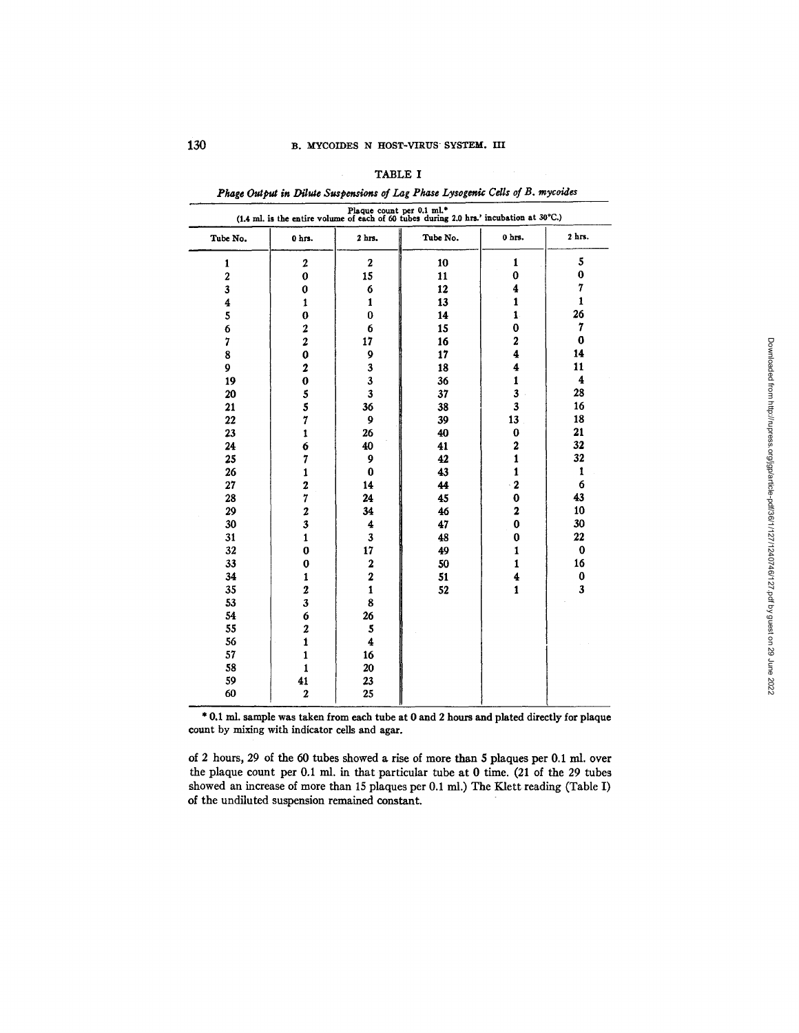TABLE I

*Phage Output in Dilute Suspensions of Log Phase Lysogenic Cells of B. mycoides*

| Plaque count per 0.1 ml.* (1.4 ml. is the entire volume of each of 60 tubes during 2.0 hrs.' incubation at 30°C.) | | | | | |
|---|---|---|---|---|---|
| Tube No. | 0 hrs. | 2 hrs. | Tube No. | 0 hrs. | 2 hrs. |
| 1 | 2 | 2 | 10 | 1 | 5 |
| 2 | 0 | 15 | 11 | 0 | 0 |
| 3 | 0 | 6 | 12 | 4 | 7 |
| 4 | 1 | 1 | 13 | 1 | 1 |
| 5 | 0 | 0 | 14 | 1 | 26 |
| 6 | 2 | 6 | 15 | 0 | 7 |
| 7 | 2 | 17 | 16 | 2 | 0 |
| 8 | 0 | 9 | 17 | 4 | 14 |
| 9 | 2 | 3 | 18 | 4 | 11 |
| 19 | 0 | 3 | 36 | 1 | 4 |
| 20 | 5 | 3 | 37 | 3 | 28 |
| 21 | 5 | 36 | 38 | 3 | 16 |
| 22 | 7 | 9 | 39 | 13 | 18 |
| 23 | 1 | 26 | 40 | 0 | 21 |
| 24 | 6 | 40 | 41 | 2 | 32 |
| 25 | 7 | 9 | 42 | 1 | 32 |
| 26 | 1 | 0 | 43 | 1 | 1 |
| 27 | 2 | 14 | 44 | 2 | 6 |
| 28 | 7 | 24 | 45 | 0 | 43 |
| 29 | 2 | 34 | 46 | 2 | 10 |
| 30 | 3 | 4 | 47 | 0 | 30 |
| 31 | 1 | 3 | 48 | 0 | 22 |
| 32 | 0 | 17 | 49 | 1 | 0 |
| 33 | 0 | 2 | 50 | 1 | 16 |
| 34 | 1 | 2 | 51 | 4 | 0 |
| 35 | 2 | 1 | 52 | 1 | 3 |
| 53 | 3 | 8 | | | |
| 54 | 6 | 26 | | | |
| 55 | 2 | 5 | | | |
| 56 | 1 | 4 | | | |
| 57 | 1 | 16 | | | |
| 58 | 1 | 20 | | | |
| 59 | 41 | 23 | | | |
| 60 | 2 | 25 | | | |

* 0.1 ml. sample was taken from each tube at 0 and 2 hours and plated directly for plaque count by mixing with indicator cells and agar.

of 2 hours, 29 of the 60 tubes showed a rise of more than 5 plaques per 0.1 ml. over the plaque count per 0.1 ml. in that particular tube at 0 time. (21 of the 29 tubes showed an increase of more than 15 plaques per 0.1 ml.) The Klett reading (Table I) of the undiluted suspension remained constant.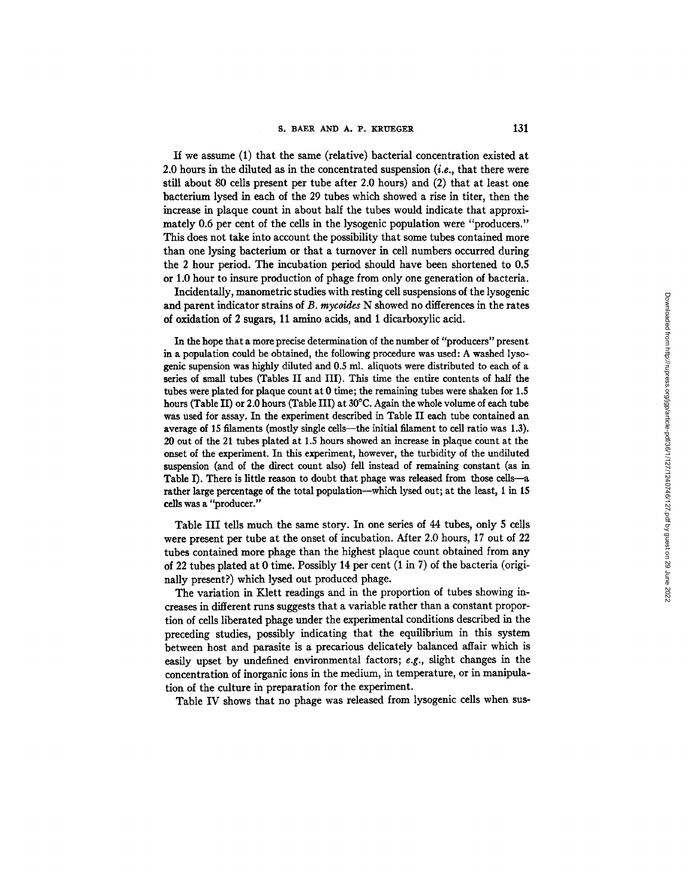If we assume (1) that the same (relative) bacterial concentration existed at 2.0 hours in the diluted as in the concentrated suspension (*i.e.*, that there were still about 80 cells present per tube after 2.0 hours) and (2) that at least one bacterium lysed in each of the 29 tubes which showed a rise in titer, then the increase in plaque count in about half the tubes would indicate that approximately 0.6 per cent of the cells in the lysogenic population were "producers." This does not take into account the possibility that some tubes contained more than one lysing bacterium or that a turnover in cell numbers occurred during the 2 hour period. The incubation period should have been shortened to 0.5 or 1.0 hour to insure production of phage from only one generation of bacteria.

Incidentally, manometric studies with resting cell suspensions of the lysogenic and parent indicator strains of *B. mycoides* N showed no differences in the rates of oxidation of 2 sugars, 11 amino acids, and 1 dicarboxylic acid.

In the hope that a more precise determination of the number of "producers" present in a population could be obtained, the following procedure was used: A washed lysogenic supension was highly diluted and 0.5 ml. aliquots were distributed to each of a series of small tubes (Tables II and III). This time the entire contents of half the tubes were plated for plaque count at 0 time; the remaining tubes were shaken for 1.5 hours (Table II) or 2.0 hours (Table III) at 30°C. Again the whole volume of each tube was used for assay. In the experiment described in Table II each tube contained an average of 15 filaments (mostly single cells—the initial filament to cell ratio was 1.3). 20 out of the 21 tubes plated at 1.5 hours showed an increase in plaque count at the onset of the experiment. In this experiment, however, the turbidity of the undiluted suspension (and of the direct count also) fell instead of remaining constant (as in Table I). There is little reason to doubt that phage was released from those cells—a rather large percentage of the total population—which lysed out; at the least, 1 in 15 cells was a "producer."

Table III tells much the same story. In one series of 44 tubes, only 5 cells were present per tube at the onset of incubation. After 2.0 hours, 17 out of 22 tubes contained more phage than the highest plaque count obtained from any of 22 tubes plated at 0 time. Possibly 14 per cent (1 in 7) of the bacteria (originally present?) which lysed out produced phage.

The variation in Klett readings and in the proportion of tubes showing increases in different runs suggests that a variable rather than a constant proportion of cells liberated phage under the experimental conditions described in the preceding studies, possibly indicating that the equilibrium in this system between host and parasite is a precarious delicately balanced affair which is easily upset by undefined environmental factors; *e.g.*, slight changes in the concentration of inorganic ions in the medium, in temperature, or in manipulation of the culture in preparation for the experiment.

Table IV shows that no phage was released from lysogenic cells when sus-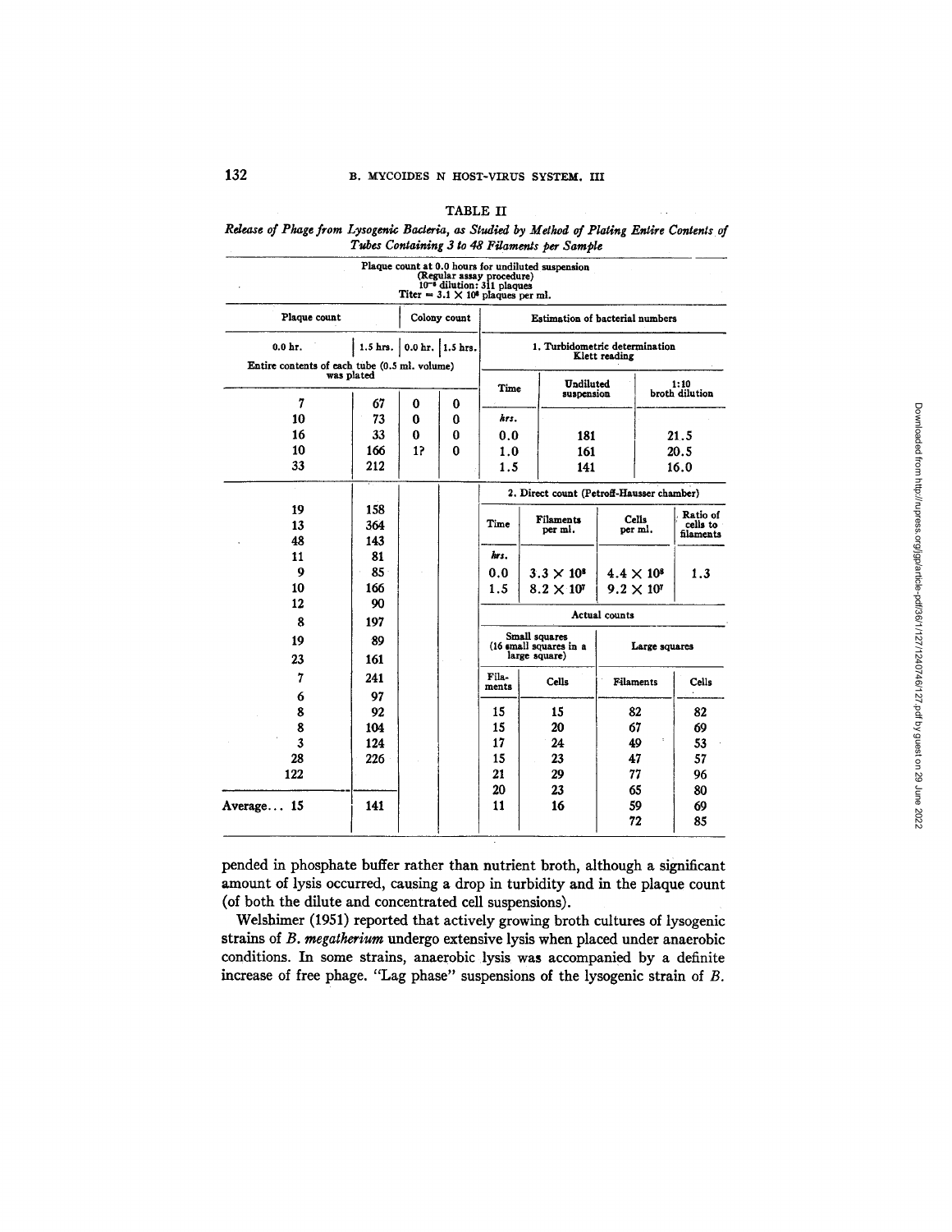TABLE II

*Release of Phage from Lysogenic Bacteria, as Studied by Method of Plating Entire Contents of Tubes Containing 3 to 48 Filaments per Sample*

Plaque count at 0.0 hours for undiluted suspension
(Regular assay procedure)
$10^{-6}$ dilution: 311 plaques
Titer = $3.1 \times 10^{8}$ plaques per ml.

| Plaque count | | Colony count | |
|---|---|---|---|
| 0.0 hr. | 1.5 hrs. | 0.0 hr. | 1.5 hrs. |
| Entire contents of each tube (0.5 ml. volume) was plated | | | |
| 7 | 67 | 0 | 0 |
| 10 | 73 | 0 | 0 |
| 16 | 33 | 0 | 0 |
| 10 | 166 | 1? | 0 |
| 33 | 212 | | |
| 19 | 158 | | |
| 13 | 364 | | |
| 48 | 143 | | |
| 11 | 81 | | |
| 9 | 85 | | |
| 10 | 166 | | |
| 12 | 90 | | |
| 8 | 197 | | |
| 19 | 89 | | |
| 23 | 161 | | |
| 7 | 241 | | |
| 6 | 97 | | |
| 8 | 92 | | |
| 8 | 104 | | |
| 3 | 124 | | |
| 28 | 226 | | |
| 122 | | | |
| Average... 15 | 141 | | |

**Estimation of bacterial numbers**

1. Turbidometric determination — Klett reading

| Time | Undiluted suspension | 1:10 broth dilution |
|---|---|---|
| *hrs.* | | |
| 0.0 | 181 | 21.5 |
| 1.0 | 161 | 20.5 |
| 1.5 | 141 | 16.0 |

2. Direct count (Petroff-Hausser chamber)

| Time | Filaments per ml. | Cells per ml. | Ratio of cells to filaments |
|---|---|---|---|
| *hrs.* | | | |
| 0.0 | $3.3 \times 10^{8}$ | $4.4 \times 10^{8}$ | 1.3 |
| 1.5 | $8.2 \times 10^{7}$ | $9.2 \times 10^{7}$ | |

Actual counts

| Small squares (16 small squares in a large square) | | Large squares | |
|---|---|---|---|
| Filaments | Cells | Filaments | Cells |
| 15 | 15 | 82 | 82 |
| 15 | 20 | 67 | 69 |
| 17 | 24 | 49 | 53 |
| 15 | 23 | 47 | 57 |
| 21 | 29 | 77 | 96 |
| 20 | 23 | 65 | 80 |
| 11 | 16 | 59 | 69 |
| | | 72 | 85 |

pended in phosphate buffer rather than nutrient broth, although a significant amount of lysis occurred, causing a drop in turbidity and in the plaque count (of both the dilute and concentrated cell suspensions).

Welshimer (1951) reported that actively growing broth cultures of lysogenic strains of *B. megatherium* undergo extensive lysis when placed under anaerobic conditions. In some strains, anaerobic lysis was accompanied by a definite increase of free phage. "Lag phase" suspensions of the lysogenic strain of *B.*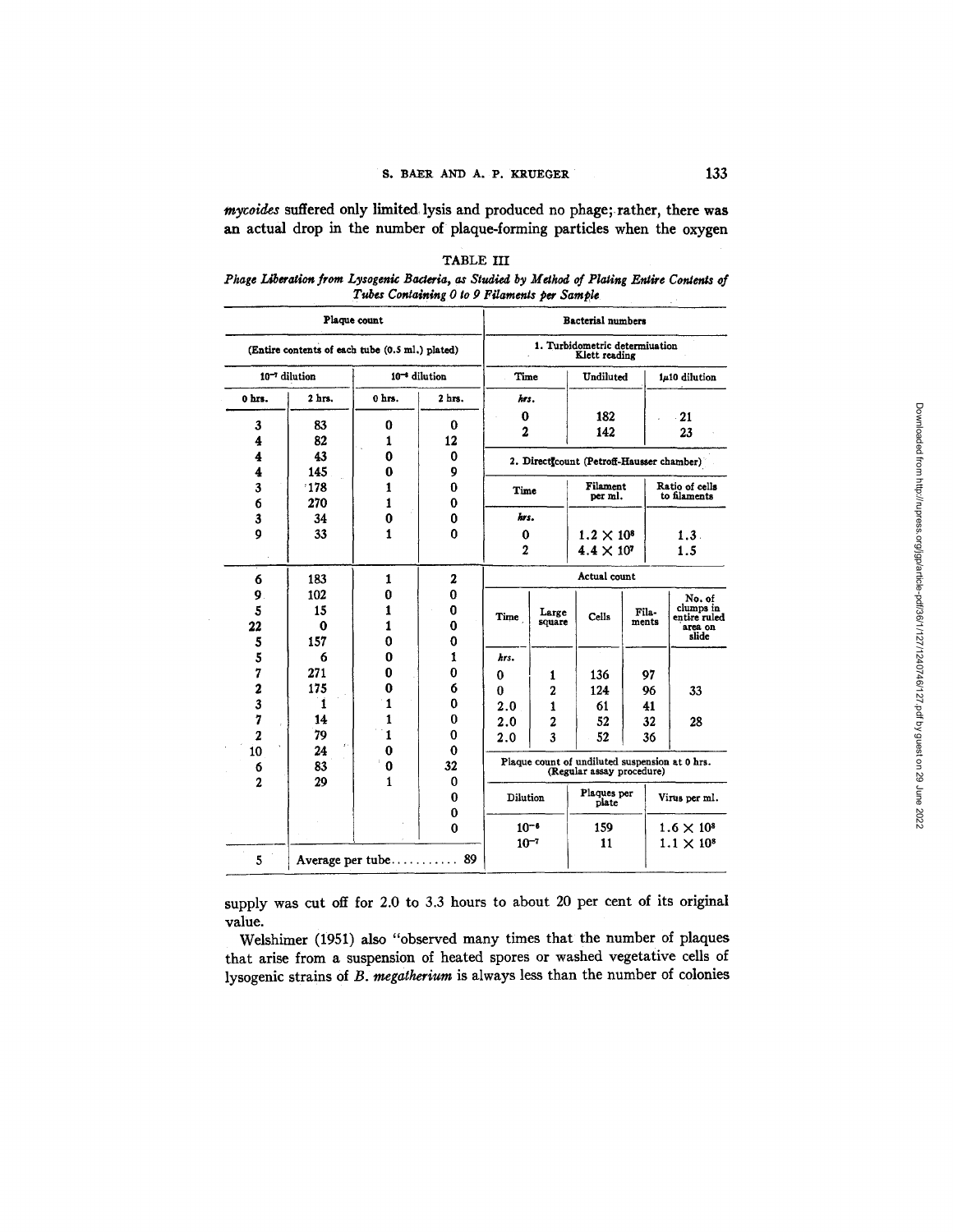*mycoides* suffered only limited lysis and produced no phage; rather, there was an actual drop in the number of plaque-forming particles when the oxygen

TABLE III

*Phage Liberation from Lysogenic Bacteria, as Studied by Method of Plating Entire Contents of Tubes Containing 0 to 9 Filaments per Sample*

**Plaque count**

(Entire contents of each tube (0.5 ml.) plated)

| $10^{-7}$ dilution, 0 hrs. | $10^{-7}$ dilution, 2 hrs. | $10^{-8}$ dilution, 0 hrs. | $10^{-8}$ dilution, 2 hrs. |
|---|---|---|---|
| 3 | 83 | 0 | 0 |
| 4 | 82 | 1 | 12 |
| 4 | 43 | 0 | 0 |
| 4 | 145 | 0 | 9 |
| 3 | 178 | 1 | 0 |
| 6 | 270 | 1 | 0 |
| 3 | 34 | 0 | 0 |
| 9 | 33 | 1 | 0 |
| 6 | 183 | 1 | 2 |
| 9 | 102 | 0 | 0 |
| 5 | 15 | 1 | 0 |
| 22 | 0 | 1 | 0 |
| 5 | 157 | 0 | 0 |
| 5 | 6 | 0 | 1 |
| 7 | 271 | 0 | 0 |
| 2 | 175 | 0 | 6 |
| 3 | 1 | 1 | 0 |
| 7 | 14 | 1 | 0 |
| 2 | 79 | 1 | 0 |
| 10 | 24 | 0 | 0 |
| 6 | 83 | 0 | 32 |
| 2 | 29 | 1 | 0 |
| | | | 0 |
| | | | 0 |
| | | | 0 |
| 5 | Average per tube........... 89 | | |

**Bacterial numbers**

1. Turbidometric determination Klett reading

| Time (hrs.) | Undiluted | 1µ10 dilution |
|---|---|---|
| 0 | 182 | 21 |
| 2 | 142 | 23 |

2. Direct count (Petroff-Hausser chamber)

| Time (hrs.) | Filament per ml. | Ratio of cells to filaments |
|---|---|---|
| 0 | $1.2 \times 10^{8}$ | 1.3 |
| 2 | $4.4 \times 10^{7}$ | 1.5 |

Actual count

| Time (hrs.) | Large square | Cells | Filaments | No. of clumps in entire ruled area on slide |
|---|---|---|---|---|
| 0 | 1 | 136 | 97 | |
| 0 | 2 | 124 | 96 | 33 |
| 2.0 | 1 | 61 | 41 | |
| 2.0 | 2 | 52 | 32 | 28 |
| 2.0 | 3 | 52 | 36 | |

Plaque count of undiluted suspension at 0 hrs. (Regular assay procedure)

| Dilution | Plaques per plate | Virus per ml. |
|---|---|---|
| $10^{-6}$ | 159 | $1.6 \times 10^{8}$ |
| $10^{-7}$ | 11 | $1.1 \times 10^{8}$ |

supply was cut off for 2.0 to 3.3 hours to about 20 per cent of its original value.

Welshimer (1951) also "observed many times that the number of plaques that arise from a suspension of heated spores or washed vegetative cells of lysogenic strains of *B. megatherium* is always less than the number of colonies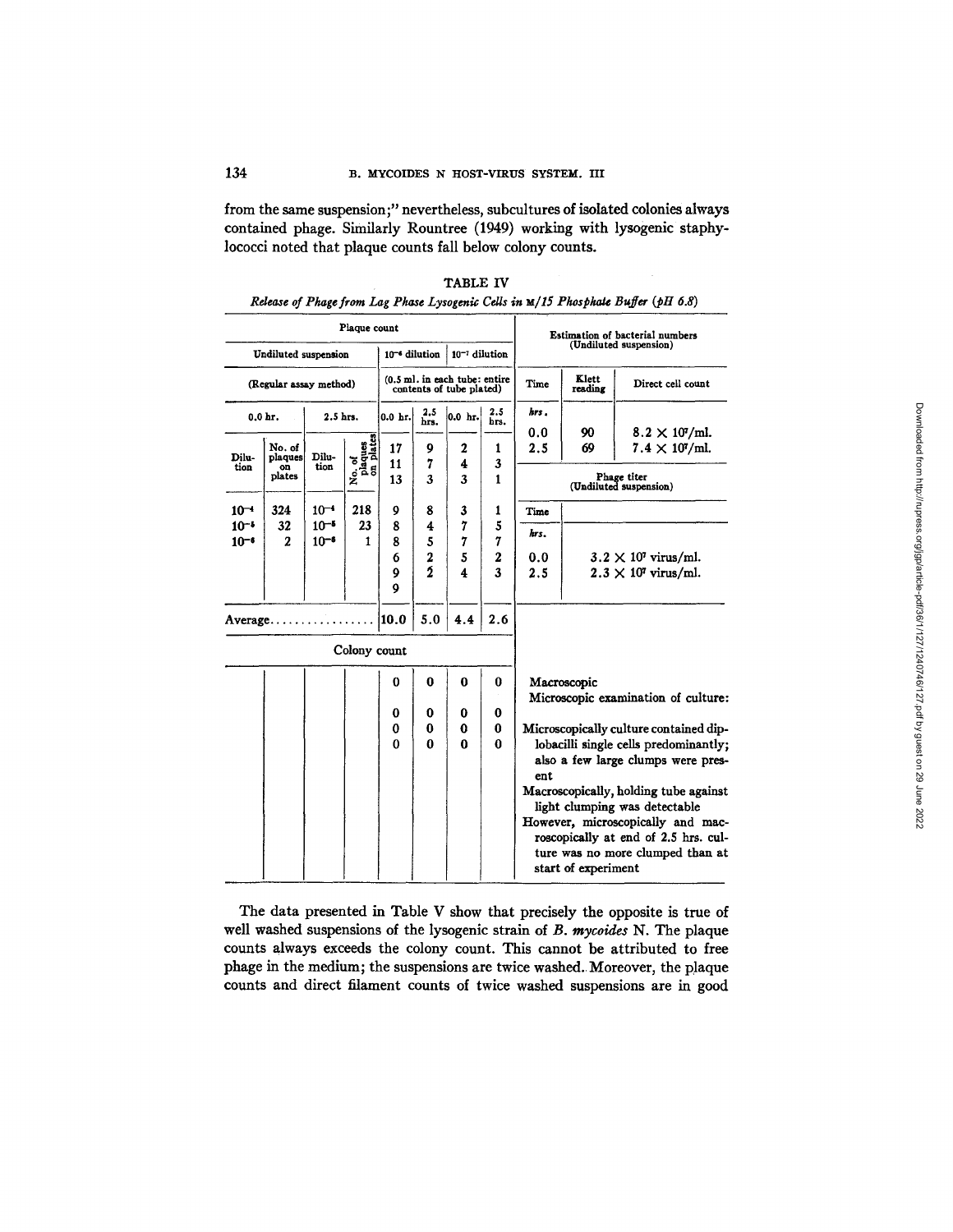from the same suspension;" nevertheless, subcultures of isolated colonies always contained phage. Similarly Rountree (1949) working with lysogenic staphylococci noted that plaque counts fall below colony counts.

TABLE IV

*Release of Phage from Lag Phase Lysogenic Cells in M/15 Phosphate Buffer (pH 6.8)*

| Plaque count | | | | | | | | Estimation of bacterial numbers (Undiluted suspension) | | |
|---|---|---|---|---|---|---|---|---|---|---|
| Undiluted suspension | | | | $10^{-6}$ dilution | | $10^{-7}$ dilution | | | | |
| (Regular assay method) | | | | (0.5 ml. in each tube: entire contents of tube plated) | | | | Time | Klett reading | Direct cell count |
| 0.0 hr. | | 2.5 hrs. | | 0.0 hr. | 2.5 hrs. | 0.0 hr. | 2.5 hrs. | *hrs.* | | |
| Dilution | No. of plaques on plates | Dilution | No. of plaques on plates | 17 | 9 | 2 | 1 | 0.0 | 90 | $8.2 \times 10^7$/ml. |
| | | | | 11 | 7 | 4 | 3 | 2.5 | 69 | $7.4 \times 10^7$/ml. |
| | | | | 13 | 3 | 3 | 1 | Phage titer (Undiluted suspension) | | |
| $10^{-4}$ | 324 | $10^{-4}$ | 218 | 9 | 8 | 3 | 1 | Time | | |
| $10^{-5}$ | 32 | $10^{-5}$ | 23 | 8 | 4 | 7 | 5 | *hrs.* | | |
| $10^{-6}$ | 2 | $10^{-6}$ | 1 | 8 | 5 | 7 | 7 | | | |
| | | | | 6 | 2 | 5 | 2 | 0.0 | $3.2 \times 10^7$ virus/ml. | |
| | | | | 9 | 2 | 4 | 3 | 2.5 | $2.3 \times 10^7$ virus/ml. | |
| | | | | 9 | | | | | | |
| Average | | | | 10.0 | 5.0 | 4.4 | 2.6 | | | |
| Colony count | | | | | | | | | | |
| | | | | 0 | 0 | 0 | 0 | Macroscopic<br>Microscopic examination of culture: | | |
| | | | | 0 | 0 | 0 | 0 | | | |
| | | | | 0 | 0 | 0 | 0 | Microscopically culture contained diplobacilli single cells predominantly; also a few large clumps were present | | |
| | | | | 0 | 0 | 0 | 0 | Macroscopically, holding tube against light clumping was detectable | | |
| | | | | | | | | However, microscopically and macroscopically at end of 2.5 hrs. culture was no more clumped than at start of experiment | | |

The data presented in Table V show that precisely the opposite is true of well washed suspensions of the lysogenic strain of *B. mycoides* N. The plaque counts always exceeds the colony count. This cannot be attributed to free phage in the medium; the suspensions are twice washed. Moreover, the plaque counts and direct filament counts of twice washed suspensions are in good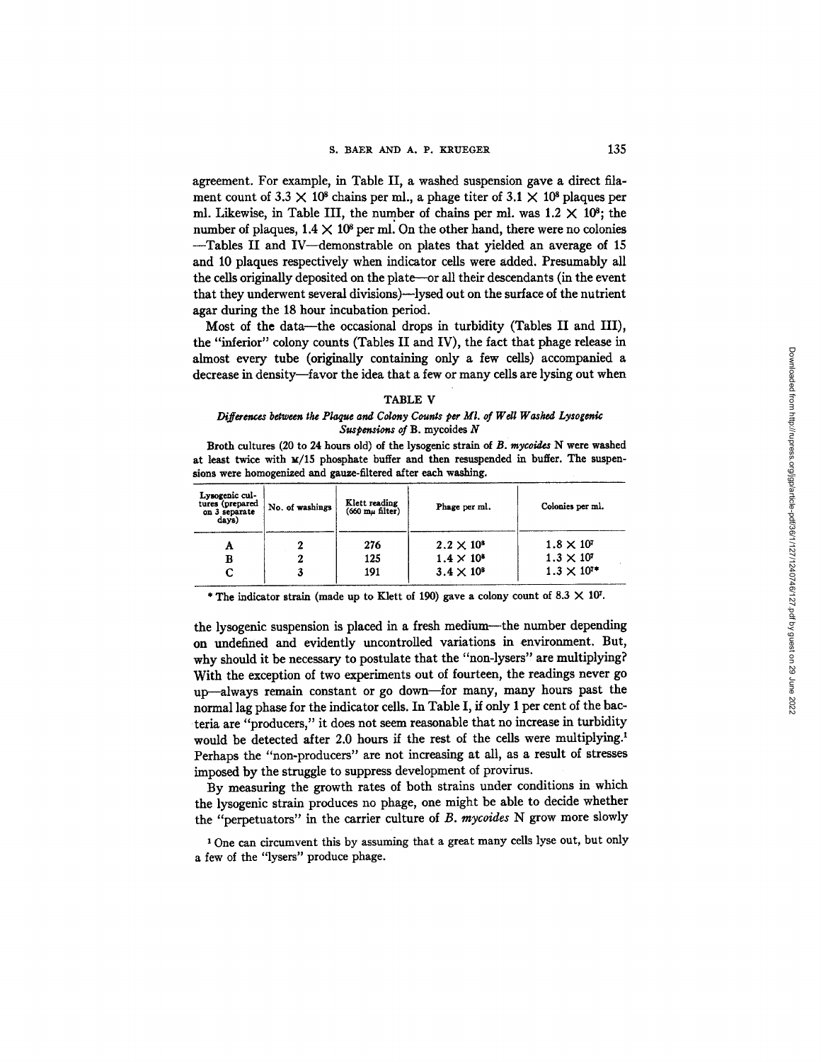agreement. For example, in Table II, a washed suspension gave a direct filament count of $3.3 \times 10^8$ chains per ml., a phage titer of $3.1 \times 10^8$ plaques per ml. Likewise, in Table III, the number of chains per ml. was $1.2 \times 10^8$; the number of plaques, $1.4 \times 10^8$ per ml. On the other hand, there were no colonies —Tables II and IV—demonstrable on plates that yielded an average of 15 and 10 plaques respectively when indicator cells were added. Presumably all the cells originally deposited on the plate—or all their descendants (in the event that they underwent several divisions)—lysed out on the surface of the nutrient agar during the 18 hour incubation period.

Most of the data—the occasional drops in turbidity (Tables II and III), the "inferior" colony counts (Tables II and IV), the fact that phage release in almost every tube (originally containing only a few cells) accompanied a decrease in density—favor the idea that a few or many cells are lysing out when

TABLE V

*Differences between the Plaque and Colony Counts per Ml. of Well Washed Lysogenic Suspensions of* B. mycoides *N*

Broth cultures (20 to 24 hours old) of the lysogenic strain of *B. mycoides* N were washed at least twice with M/15 phosphate buffer and then resuspended in buffer. The suspensions were homogenized and gauze-filtered after each washing.

| Lysogenic cultures (prepared on 3 separate days) | No. of washings | Klett reading (660 mμ filter) | Phage per ml. | Colonies per ml. |
|---|---|---|---|---|
| A | 2 | 276 | $2.2 \times 10^8$ | $1.8 \times 10^7$ |
| B | 2 | 125 | $1.4 \times 10^8$ | $1.3 \times 10^7$ |
| C | 3 | 191 | $3.4 \times 10^8$ | $1.3 \times 10^7$* |

\* The indicator strain (made up to Klett of 190) gave a colony count of $8.3 \times 10^7$.

the lysogenic suspension is placed in a fresh medium—the number depending on undefined and evidently uncontrolled variations in environment. But, why should it be necessary to postulate that the "non-lysers" are multiplying? With the exception of two experiments out of fourteen, the readings never go up—always remain constant or go down—for many, many hours past the normal lag phase for the indicator cells. In Table I, if only 1 per cent of the bacteria are "producers," it does not seem reasonable that no increase in turbidity would be detected after 2.0 hours if the rest of the cells were multiplying.[1] Perhaps the "non-producers" are not increasing at all, as a result of stresses imposed by the struggle to suppress development of provirus.

By measuring the growth rates of both strains under conditions in which the lysogenic strain produces no phage, one might be able to decide whether the "perpetuators" in the carrier culture of *B. mycoides* N grow more slowly

[1] One can circumvent this by assuming that a great many cells lyse out, but only a few of the "lysers" produce phage.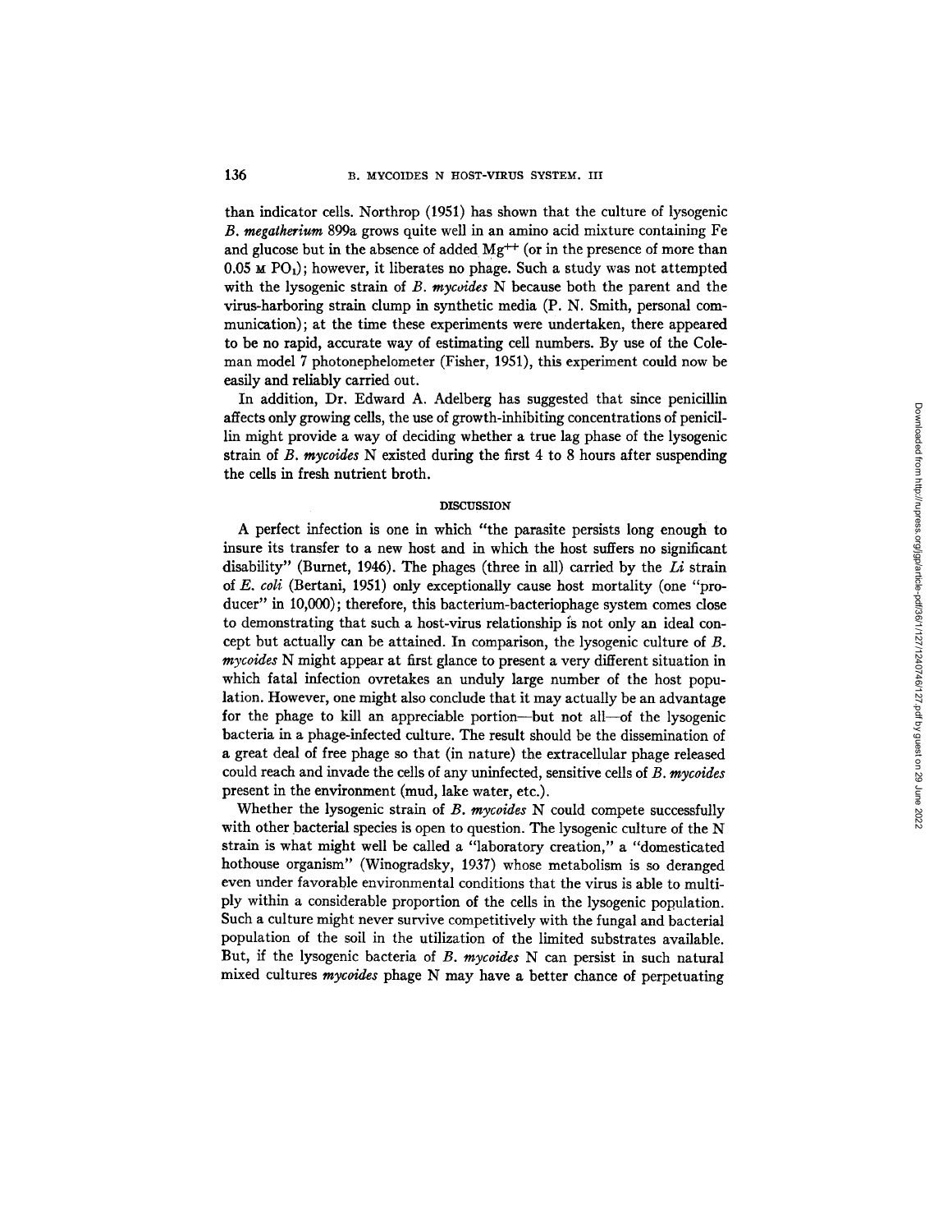than indicator cells. Northrop (1951) has shown that the culture of lysogenic *B. megatherium* 899a grows quite well in an amino acid mixture containing Fe and glucose but in the absence of added $Mg^{++}$ (or in the presence of more than 0.05 M $PO_4$); however, it liberates no phage. Such a study was not attempted with the lysogenic strain of *B. mycoides* N because both the parent and the virus-harboring strain clump in synthetic media (P. N. Smith, personal communication); at the time these experiments were undertaken, there appeared to be no rapid, accurate way of estimating cell numbers. By use of the Coleman model 7 photonephelometer (Fisher, 1951), this experiment could now be easily and reliably carried out.

In addition, Dr. Edward A. Adelberg has suggested that since penicillin affects only growing cells, the use of growth-inhibiting concentrations of penicillin might provide a way of deciding whether a true lag phase of the lysogenic strain of *B. mycoides* N existed during the first 4 to 8 hours after suspending the cells in fresh nutrient broth.

## DISCUSSION

A perfect infection is one in which "the parasite persists long enough to insure its transfer to a new host and in which the host suffers no significant disability" (Burnet, 1946). The phages (three in all) carried by the *Li* strain of *E. coli* (Bertani, 1951) only exceptionally cause host mortality (one "producer" in 10,000); therefore, this bacterium-bacteriophage system comes close to demonstrating that such a host-virus relationship is not only an ideal concept but actually can be attained. In comparison, the lysogenic culture of *B. mycoides* N might appear at first glance to present a very different situation in which fatal infection ovretakes an unduly large number of the host population. However, one might also conclude that it may actually be an advantage for the phage to kill an appreciable portion—but not all—of the lysogenic bacteria in a phage-infected culture. The result should be the dissemination of a great deal of free phage so that (in nature) the extracellular phage released could reach and invade the cells of any uninfected, sensitive cells of *B. mycoides* present in the environment (mud, lake water, etc.).

Whether the lysogenic strain of *B. mycoides* N could compete successfully with other bacterial species is open to question. The lysogenic culture of the N strain is what might well be called a "laboratory creation," a "domesticated hothouse organism" (Winogradsky, 1937) whose metabolism is so deranged even under favorable environmental conditions that the virus is able to multiply within a considerable proportion of the cells in the lysogenic population. Such a culture might never survive competitively with the fungal and bacterial population of the soil in the utilization of the limited substrates available. But, if the lysogenic bacteria of *B. mycoides* N can persist in such natural mixed cultures *mycoides* phage N may have a better chance of perpetuating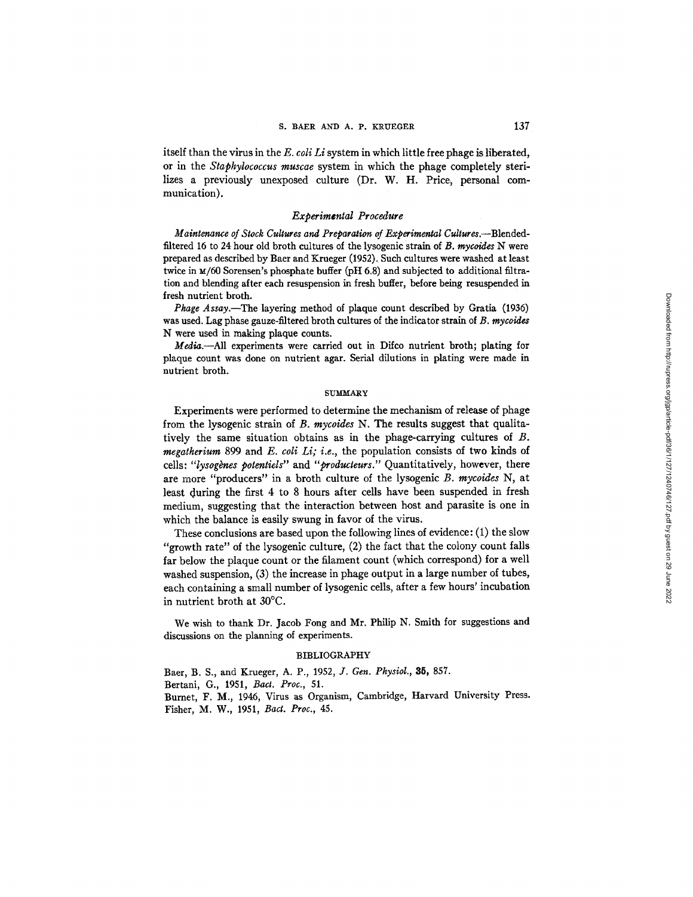itself than the virus in the *E. coli Li* system in which little free phage is liberated, or in the *Staphylococcus muscae* system in which the phage completely sterilizes a previously unexposed culture (Dr. W. H. Price, personal communication).

### *Experimental Procedure*

*Maintenance of Stock Cultures and Preparation of Experimental Cultures.*—Blended-filtered 16 to 24 hour old broth cultures of the lysogenic strain of *B. mycoides* N were prepared as described by Baer and Krueger (1952). Such cultures were washed at least twice in M/60 Sorensen's phosphate buffer (pH 6.8) and subjected to additional filtration and blending after each resuspension in fresh buffer, before being resuspended in fresh nutrient broth.

*Phage Assay.*—The layering method of plaque count described by Gratia (1936) was used. Lag phase gauze-filtered broth cultures of the indicator strain of *B. mycoides* N were used in making plaque counts.

*Media.*—All experiments were carried out in Difco nutrient broth; plating for plaque count was done on nutrient agar. Serial dilutions in plating were made in nutrient broth.

## SUMMARY

Experiments were performed to determine the mechanism of release of phage from the lysogenic strain of *B. mycoides* N. The results suggest that qualitatively the same situation obtains as in the phage-carrying cultures of *B. megatherium* 899 and *E. coli Li; i.e.*, the population consists of two kinds of cells: "*lysogènes potentiels*" and "*producteurs*." Quantitatively, however, there are more "producers" in a broth culture of the lysogenic *B. mycoides* N, at least during the first 4 to 8 hours after cells have been suspended in fresh medium, suggesting that the interaction between host and parasite is one in which the balance is easily swung in favor of the virus.

These conclusions are based upon the following lines of evidence: (1) the slow "growth rate" of the lysogenic culture, (2) the fact that the colony count falls far below the plaque count or the filament count (which correspond) for a well washed suspension, (3) the increase in phage output in a large number of tubes, each containing a small number of lysogenic cells, after a few hours' incubation in nutrient broth at 30°C.

We wish to thank Dr. Jacob Fong and Mr. Philip N. Smith for suggestions and discussions on the planning of experiments.

## BIBLIOGRAPHY

Baer, B. S., and Krueger, A. P., 1952, *J. Gen. Physiol.*, **35,** 857.

Bertani, G., 1951, *Bact. Proc.*, 51.

Burnet, F. M., 1946, Virus as Organism, Cambridge, Harvard University Press.

Fisher, M. W., 1951, *Bact. Proc.*, 45.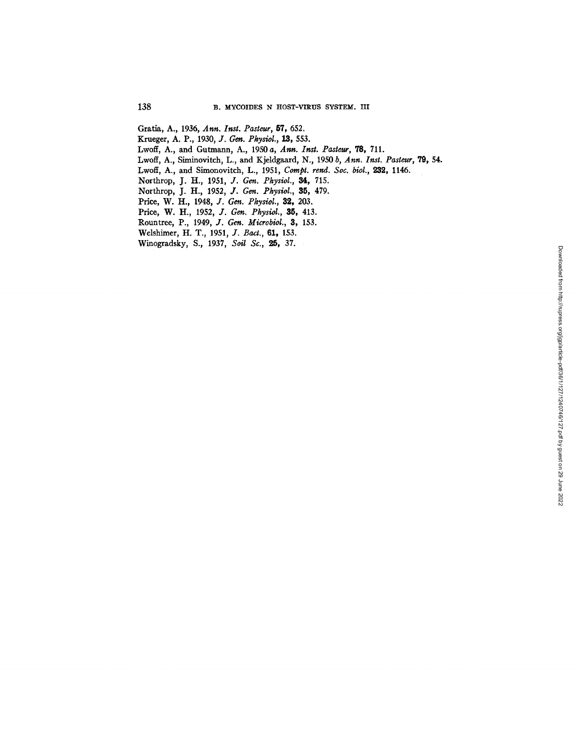Gratia, A., 1936, *Ann. Inst. Pasteur*, **57,** 652.

Krueger, A. P., 1930, *J. Gen. Physiol.*, **13,** 553.

Lwoff, A., and Gutmann, A., 1950 *a*, *Ann. Inst. Pasteur*, **78,** 711.

Lwoff, A., Siminovitch, L., and Kjeldgaard, N., 1950 *b*, *Ann. Inst. Pasteur*, **79,** 54.

Lwoff, A., and Simonovitch, L., 1951, *Compt. rend. Soc. biol.*, **232,** 1146.

Northrop, J. H., 1951, *J. Gen. Physiol.*, **34,** 715.

Northrop, J. H., 1952, *J. Gen. Physiol.*, **35,** 479.

Price, W. H., 1948, *J. Gen. Physiol.*, **32,** 203.

Price, W. H., 1952, *J. Gen. Physiol.*, **35,** 413.

Rountree, P., 1949, *J. Gen. Microbiol.*, **3,** 153.

Welshimer, H. T., 1951, *J. Bact.*, **61,** 153.

Winogradsky, S., 1937, *Soil Sc.*, **25,** 37.